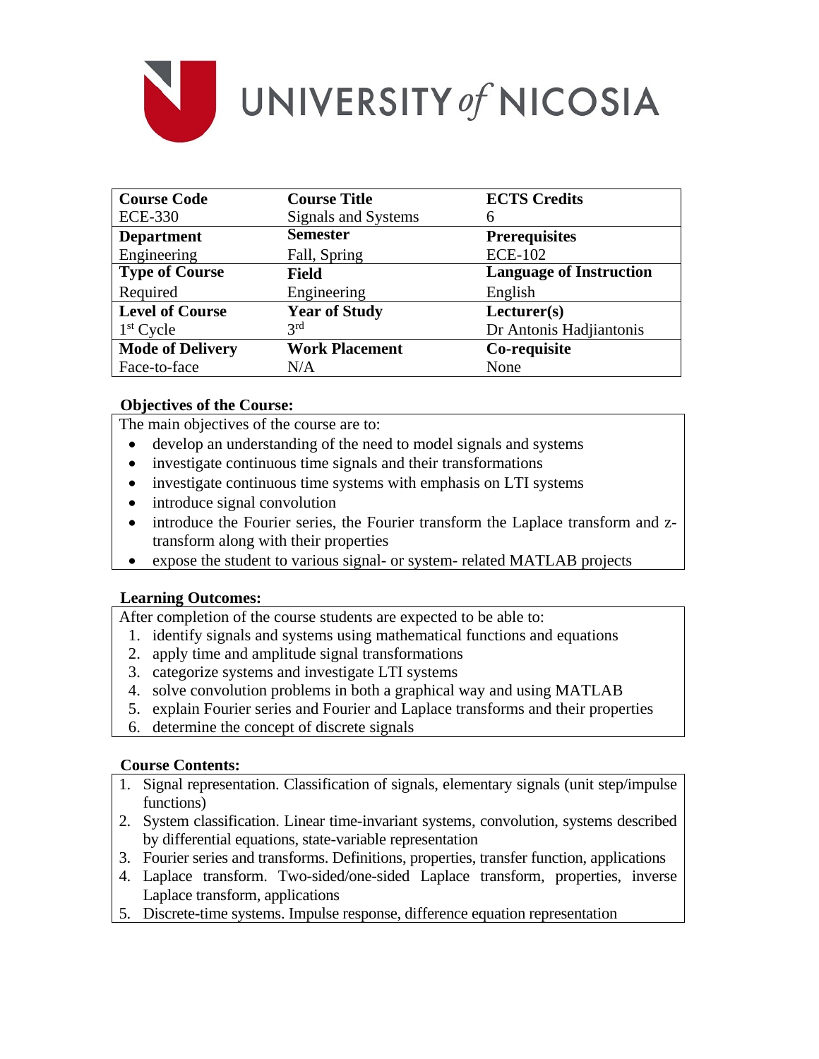# UNIVERSITY of NICOSIA

| Course Code | Course Title | ECTS Credits |
|---|---|---|
| ECE-330 | Signals and Systems | 6 |
| **Department** | **Semester** | **Prerequisites** |
| Engineering | Fall, Spring | ECE-102 |
| **Type of Course** | **Field** | **Language of Instruction** |
| Required | Engineering | English |
| **Level of Course** | **Year of Study** | **Lecturer(s)** |
| 1st Cycle | 3rd | Dr Antonis Hadjiantonis |
| **Mode of Delivery** | **Work Placement** | **Co-requisite** |
| Face-to-face | N/A | None |

**Objectives of the Course:**

The main objectives of the course are to:

- develop an understanding of the need to model signals and systems
- investigate continuous time signals and their transformations
- investigate continuous time systems with emphasis on LTI systems
- introduce signal convolution
- introduce the Fourier series, the Fourier transform the Laplace transform and z-transform along with their properties
- expose the student to various signal- or system- related MATLAB projects

**Learning Outcomes:**

After completion of the course students are expected to be able to:

1. identify signals and systems using mathematical functions and equations
2. apply time and amplitude signal transformations
3. categorize systems and investigate LTI systems
4. solve convolution problems in both a graphical way and using MATLAB
5. explain Fourier series and Fourier and Laplace transforms and their properties
6. determine the concept of discrete signals

**Course Contents:**

1. Signal representation. Classification of signals, elementary signals (unit step/impulse functions)
2. System classification. Linear time-invariant systems, convolution, systems described by differential equations, state-variable representation
3. Fourier series and transforms. Definitions, properties, transfer function, applications
4. Laplace transform. Two-sided/one-sided Laplace transform, properties, inverse Laplace transform, applications
5. Discrete-time systems. Impulse response, difference equation representation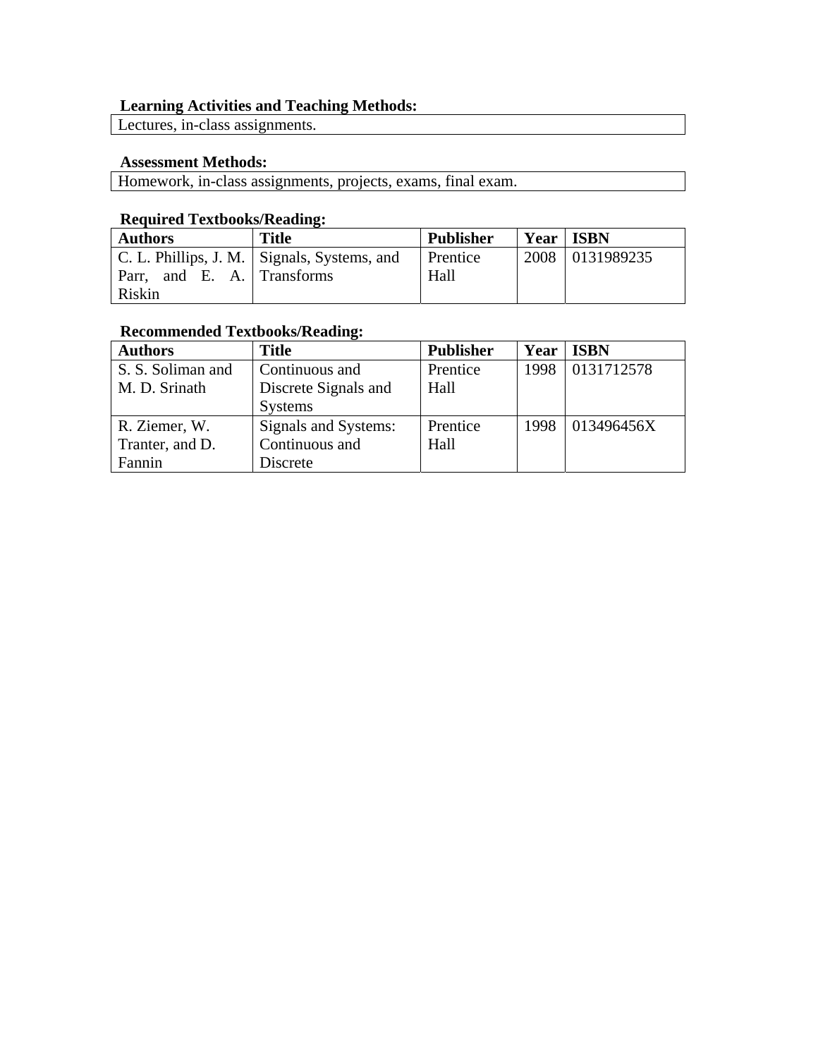**Learning Activities and Teaching Methods:**

| |
|---|
| Lectures, in-class assignments. |

**Assessment Methods:**

| |
|---|
| Homework, in-class assignments, projects, exams, final exam. |

**Required Textbooks/Reading:**

| Authors | Title | Publisher | Year | ISBN |
|---|---|---|---|---|
| C. L. Phillips, J. M. Parr, and E. A. Riskin | Signals, Systems, and Transforms | Prentice Hall | 2008 | 0131989235 |

**Recommended Textbooks/Reading:**

| Authors | Title | Publisher | Year | ISBN |
|---|---|---|---|---|
| S. S. Soliman and M. D. Srinath | Continuous and Discrete Signals and Systems | Prentice Hall | 1998 | 0131712578 |
| R. Ziemer, W. Tranter, and D. Fannin | Signals and Systems: Continuous and Discrete | Prentice Hall | 1998 | 013496456X |